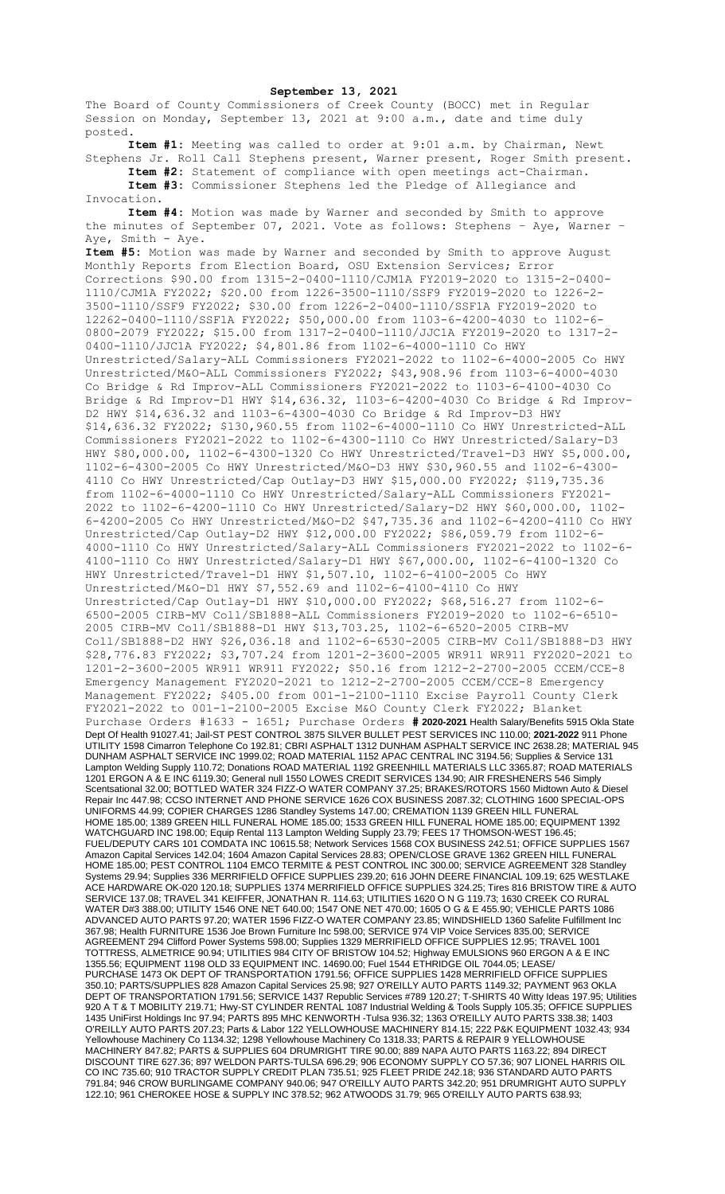**September 13, 2021**

The Board of County Commissioners of Creek County (BOCC) met in Regular Session on Monday, September 13, 2021 at 9:00 a.m., date and time duly posted.

**Item #1:** Meeting was called to order at 9:01 a.m. by Chairman, Newt Stephens Jr. Roll Call Stephens present, Warner present, Roger Smith present.

**Item #2:** Statement of compliance with open meetings act-Chairman.

**Item #3:** Commissioner Stephens led the Pledge of Allegiance and Invocation.

**Item #4:** Motion was made by Warner and seconded by Smith to approve the minutes of September 07, 2021. Vote as follows: Stephens – Aye, Warner – Aye, Smith - Aye.

**Item #5:** Motion was made by Warner and seconded by Smith to approve August Monthly Reports from Election Board, OSU Extension Services; Error Corrections $90.00 from 1315-2-0400-1110/CJM1A FY2019-2020 to 1315-2-0400-1110/CJM1A FY2022; $20.00 from 1226-3500-1110/SSF9 FY2019-2020 to 1226-2-3500-1110/SSF9 FY2022; $30.00 from 1226-2-0400-1110/SSF1A FY2019-2020 to 12262-0400-1110/SSF1A FY2022; $50,000.00 from 1103-6-4200-4030 to 1102-6-0800-2079 FY2022; $15.00 from 1317-2-0400-1110/JJC1A FY2019-2020 to 1317-2-0400-1110/JJC1A FY2022; $4,801.86 from 1102-6-4000-1110 Co HWY Unrestricted/Salary-ALL Commissioners FY2021-2022 to 1102-6-4000-2005 Co HWY Unrestricted/M&O-ALL Commissioners FY2022; $43,908.96 from 1103-6-4000-4030 Co Bridge & Rd Improv-ALL Commissioners FY2021-2022 to 1103-6-4100-4030 Co Bridge & Rd Improv-D1 HWY $14,636.32, 1103-6-4200-4030 Co Bridge & Rd Improv-D2 HWY $14,636.32 and 1103-6-4300-4030 Co Bridge & Rd Improv-D3 HWY $14,636.32 FY2022; $130,960.55 from 1102-6-4000-1110 Co HWY Unrestricted-ALL Commissioners FY2021-2022 to 1102-6-4300-1110 Co HWY Unrestricted/Salary-D3 HWY $80,000.00, 1102-6-4300-1320 Co HWY Unrestricted/Travel-D3 HWY $5,000.00, 1102-6-4300-2005 Co HWY Unrestricted/M&O-D3 HWY $30,960.55 and 1102-6-4300-4110 Co HWY Unrestricted/Cap Outlay-D3 HWY $15,000.00 FY2022; $119,735.36 from 1102-6-4000-1110 Co HWY Unrestricted/Salary-ALL Commissioners FY2021-2022 to 1102-6-4200-1110 Co HWY Unrestricted/Salary-D2 HWY $60,000.00, 1102-6-4200-2005 Co HWY Unrestricted/M&O-D2 $47,735.36 and 1102-6-4200-4110 Co HWY Unrestricted/Cap Outlay-D2 HWY $12,000.00 FY2022; $86,059.79 from 1102-6-4000-1110 Co HWY Unrestricted/Salary-ALL Commissioners FY2021-2022 to 1102-6-4100-1110 Co HWY Unrestricted/Salary-D1 HWY $67,000.00, 1102-6-4100-1320 Co HWY Unrestricted/Travel-D1 HWY $1,507.10, 1102-6-4100-2005 Co HWY Unrestricted/M&O-D1 HWY $7,552.69 and 1102-6-4100-4110 Co HWY Unrestricted/Cap Outlay-D1 HWY $10,000.00 FY2022; $68,516.27 from 1102-6-6500-2005 CIRB-MV Coll/SB1888-ALL Commissioners FY2019-2020 to 1102-6-6510-2005 CIRB-MV Coll/SB1888-D1 HWY $13,703.25, 1102-6-6520-2005 CIRB-MV Coll/SB1888-D2 HWY $26,036.18 and 1102-6-6530-2005 CIRB-MV Coll/SB1888-D3 HWY $28,776.83 FY2022; $3,707.24 from 1201-2-3600-2005 WR911 WR911 FY2020-2021 to 1201-2-3600-2005 WR911 WR911 FY2022; $50.16 from 1212-2-2700-2005 CCEM/CCE-8 Emergency Management FY2020-2021 to 1212-2-2700-2005 CCEM/CCE-8 Emergency Management FY2022; $405.00 from 001-1-2100-1110 Excise Payroll County Clerk FY2021-2022 to 001-1-2100-2005 Excise M&O County Clerk FY2022; Blanket Purchase Orders #1633 - 1651; Purchase Orders **# 2020-2021** Health Salary/Benefits 5915 Okla State Dept Of Health 91027.41; Jail-ST PEST CONTROL 3875 SILVER BULLET PEST SERVICES INC 110.00; **2021-2022** 911 Phone UTILITY 1598 Cimarron Telephone Co 192.81; CBRI ASPHALT 1312 DUNHAM ASPHALT SERVICE INC 2638.28; MATERIAL 945 DUNHAM ASPHALT SERVICE INC 1999.02; ROAD MATERIAL 1152 APAC CENTRAL INC 3194.56; Supplies & Service 131 Lampton Welding Supply 110.72; Donations ROAD MATERIAL 1192 GREENHILL MATERIALS LLC 3365.87; ROAD MATERIALS 1201 ERGON A & E INC 6119.30; General null 1550 LOWES CREDIT SERVICES 134.90; AIR FRESHENERS 546 Simply Scentsational 32.00; BOTTLED WATER 324 FIZZ-O WATER COMPANY 37.25; BRAKES/ROTORS 1560 Midtown Auto & Diesel Repair Inc 447.98; CCSO INTERNET AND PHONE SERVICE 1626 COX BUSINESS 2087.32; CLOTHING 1600 SPECIAL-OPS UNIFORMS 44.99; COPIER CHARGES 1286 Standley Systems 147.00; CREMATION 1139 GREEN HILL FUNERAL HOME 185.00; 1389 GREEN HILL FUNERAL HOME 185.00; 1533 GREEN HILL FUNERAL HOME 185.00; EQUIPMENT 1392 WATCHGUARD INC 198.00; Equip Rental 113 Lampton Welding Supply 23.79; FEES 17 THOMSON-WEST 196.45; FUEL/DEPUTY CARS 101 COMDATA INC 10615.58; Network Services 1568 COX BUSINESS 242.51; OFFICE SUPPLIES 1567 Amazon Capital Services 142.04; 1604 Amazon Capital Services 28.83; OPEN/CLOSE GRAVE 1362 GREEN HILL FUNERAL HOME 185.00; PEST CONTROL 1104 EMCO TERMITE & PEST CONTROL INC 300.00; SERVICE AGREEMENT 328 Standley Systems 29.94; Supplies 336 MERRIFIELD OFFICE SUPPLIES 239.20; 616 JOHN DEERE FINANCIAL 109.19; 625 WESTLAKE ACE HARDWARE OK-020 120.18; SUPPLIES 1374 MERRIFIELD OFFICE SUPPLIES 324.25; Tires 816 BRISTOW TIRE & AUTO SERVICE 137.08; TRAVEL 341 KEIFFER, JONATHAN R. 114.63; UTILITIES 1620 O N G 119.73; 1630 CREEK CO RURAL WATER D#3 388.00; UTILITY 1546 ONE NET 640.00; 1547 ONE NET 470.00; 1605 O G & E 455.90; VEHICLE PARTS 1086 ADVANCED AUTO PARTS 97.20; WATER 1596 FIZZ-O WATER COMPANY 23.85; WINDSHIELD 1360 Safelite Fulfillment Inc 367.98; Health FURNITURE 1536 Joe Brown Furniture Inc 598.00; SERVICE 974 VIP Voice Services 835.00; SERVICE AGREEMENT 294 Clifford Power Systems 598.00; Supplies 1329 MERRIFIELD OFFICE SUPPLIES 12.95; TRAVEL 1001 TOTTRESS, ALMETRICE 90.94; UTILITIES 984 CITY OF BRISTOW 104.52; Highway EMULSIONS 960 ERGON A & E INC 1355.56; EQUIPMENT 1198 OLD 33 EQUIPMENT INC. 14690.00; Fuel 1544 ETHRIDGE OIL 7044.05; LEASE/PURCHASE 1473 OK DEPT OF TRANSPORTATION 1791.56; OFFICE SUPPLIES 1428 MERRIFIELD OFFICE SUPPLIES 350.10; PARTS/SUPPLIES 828 Amazon Capital Services 25.98; 927 O'REILLY AUTO PARTS 1149.32; PAYMENT 963 OKLA DEPT OF TRANSPORTATION 1791.56; SERVICE 1437 Republic Services #789 120.27; T-SHIRTS 40 Witty Ideas 197.95; Utilities 920 A T & T MOBILITY 219.71; Hwy-ST CYLINDER RENTAL 1087 Industrial Welding & Tools Supply 105.35; OFFICE SUPPLIES 1435 UniFirst Holdings Inc 97.94; PARTS 895 MHC KENWORTH -Tulsa 936.32; 1363 O'REILLY AUTO PARTS 338.38; 1403 O'REILLY AUTO PARTS 207.23; Parts & Labor 122 YELLOWHOUSE MACHINERY 814.15; 222 P&K EQUIPMENT 1032.43; 934 Yellowhouse Machinery Co 1134.32; 1298 Yellowhouse Machinery Co 1318.33; PARTS & REPAIR 9 YELLOWHOUSE MACHINERY 847.82; PARTS & SUPPLIES 604 DRUMRIGHT TIRE 90.00; 889 NAPA AUTO PARTS 1163.22; 894 DIRECT DISCOUNT TIRE 627.36; 897 WELDON PARTS-TULSA 696.29; 906 ECONOMY SUPPLY CO 57.36; 907 LIONEL HARRIS OIL CO INC 735.60; 910 TRACTOR SUPPLY CREDIT PLAN 735.51; 925 FLEET PRIDE 242.18; 936 STANDARD AUTO PARTS 791.84; 946 CROW BURLINGAME COMPANY 940.06; 947 O'REILLY AUTO PARTS 342.20; 951 DRUMRIGHT AUTO SUPPLY 122.10; 961 CHEROKEE HOSE & SUPPLY INC 378.52; 962 ATWOODS 31.79; 965 O'REILLY AUTO PARTS 638.93;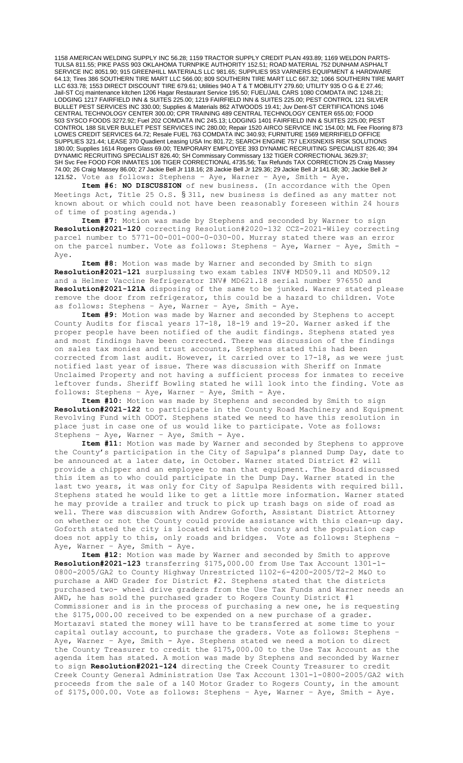1158 AMERICAN WELDING SUPPLY INC 56.28; 1159 TRACTOR SUPPLY CREDIT PLAN 493.89; 1169 WELDON PARTS-TULSA 811.55; PIKE PASS 903 OKLAHOMA TURNPIKE AUTHORITY 152.51; ROAD MATERIAL 752 DUNHAM ASPHALT SERVICE INC 8051.90; 915 GREENHILL MATERIALS LLC 981.65; SUPPLIES 953 VARNERS EQUIPMENT & HARDWARE 64.13; Tires 386 SOUTHERN TIRE MART LLC 566.00; 809 SOUTHERN TIRE MART LLC 667.32; 1066 SOUTHERN TIRE MART LLC 633.78; 1553 DIRECT DISCOUNT TIRE 679.61; Utilities 940 A T & T MOBILITY 279.60; UTILITY 935 O G & E 27.46; Jail-ST Ccj maintenance kitchen 1206 Hagar Restaurant Service 195.50; FUEL/JAIL CARS 1080 COMDATA INC 1248.21; LODGING 1217 FAIRFIELD INN & SUITES 225.00; 1219 FAIRFIELD INN & SUITES 225.00; PEST CONTROL 121 SILVER BULLET PEST SERVICES INC 330.00; Supplies & Materials 862 ATWOODS 19.41; Juv Dent-ST CERTIFICATIONS 1046 CENTRAL TECHNOLOGY CENTER 300.00; CPR TRAINING 489 CENTRAL TECHNOLOGY CENTER 655.00; FOOD 503 SYSCO FOODS 3272.92; Fuel 202 COMDATA INC 245.13; LODGING 1401 FAIRFIELD INN & SUITES 225.00; PEST CONTROL 188 SILVER BULLET PEST SERVICES INC 280.00; Repair 1520 AIRCO SERVICE INC 154.00; ML Fee Flooring 873 LOWES CREDIT SERVICES 64.72; Resale FUEL 763 COMDATA INC 340.93; FURNITURE 1569 MERRIFIELD OFFICE SUPPLIES 321.44; LEASE 370 Quadient Leasing USA Inc 801.72; SEARCH ENGINE 757 LEXISNEXIS RISK SOLUTIONS 180.00; Supplies 1614 Rogers Glass 69.00; TEMPORARY EMPLOYEE 393 DYNAMIC RECRUITING SPECIALIST 826.40; 394 DYNAMIC RECRUITING SPECIALIST 826.40; SH Commissary Commissary 132 TIGER CORRECTIONAL 3629.37; SH Svc Fee FOOD FOR INMATES 106 TIGER CORRECTIONAL 4735.56; Tax Refunds TAX CORRECTION 25 Craig Massey 74.00; 26 Craig Massey 86.00; 27 Jackie Bell Jr 118.16; 28 Jackie Bell Jr 129.36; 29 Jackie Bell Jr 141.68; 30; Jackie Bell Jr 121.52. Vote as follows: Stephens – Aye, Warner – Aye, Smith - Aye.

**Item #6: NO DISCUSSION** of new business. (In accordance with the Open Meetings Act, Title 25 O.S. § 311, new business is defined as any matter not known about or which could not have been reasonably foreseen within 24 hours of time of posting agenda.)

**Item #7:** Motion was made by Stephens and seconded by Warner to sign **Resolution#2021-120** correcting Resolution#2020-132 CCZ-2021-Wiley correcting parcel number to 5771-00-001-000-0-030-00. Murray stated there was an error on the parcel number. Vote as follows: Stephens – Aye, Warner – Aye, Smith - Aye.

**Item #8:** Motion was made by Warner and seconded by Smith to sign **Resolution#2021-121** surplussing two exam tables INV# MD509.11 and MD509.12 and a Helmer Vaccine Refrigerator INV# MD621.18 serial number 976550 and **Resolution#2021-121A** disposing of the same to be junked. Warner stated please remove the door from refrigerator, this could be a hazard to children. Vote as follows: Stephens – Aye, Warner – Aye, Smith - Aye.

**Item #9:** Motion was made by Warner and seconded by Stephens to accept County Audits for fiscal years 17-18, 18-19 and 19-20. Warner asked if the proper people have been notified of the audit findings. Stephens stated yes and most findings have been corrected. There was discussion of the findings on sales tax monies and trust accounts, Stephens stated this had been corrected from last audit. However, it carried over to 17-18, as we were just notified last year of issue. There was discussion with Sheriff on Inmate Unclaimed Property and not having a sufficient process for inmates to receive leftover funds. Sheriff Bowling stated he will look into the finding. Vote as follows: Stephens – Aye, Warner – Aye, Smith - Aye.

**Item #10:** Motion was made by Stephens and seconded by Smith to sign **Resolution#2021-122** to participate in the County Road Machinery and Equipment Revolving Fund with ODOT. Stephens stated we need to have this resolution in place just in case one of us would like to participate. Vote as follows: Stephens – Aye, Warner – Aye, Smith - Aye.

**Item #11:** Motion was made by Warner and seconded by Stephens to approve the County's participation in the City of Sapulpa's planned Dump Day, date to be announced at a later date, in October. Warner stated District #2 will provide a chipper and an employee to man that equipment. The Board discussed this item as to who could participate in the Dump Day. Warner stated in the last two years, it was only for City of Sapulpa Residents with required bill. Stephens stated he would like to get a little more information. Warner stated he may provide a trailer and truck to pick up trash bags on side of road as well. There was discussion with Andrew Goforth, Assistant District Attorney on whether or not the County could provide assistance with this clean-up day. Goforth stated the city is located within the county and the population cap does not apply to this, only roads and bridges. Vote as follows: Stephens – Aye, Warner – Aye, Smith - Aye.

**Item #12:** Motion was made by Warner and seconded by Smith to approve **Resolution#2021-123** transferring $175,000.00 from Use Tax Account 1301-1-0800-2005/GA2 to County Highway Unrestricted 1102-6-4200-2005/T2-2 M&O to purchase a AWD Grader for District #2. Stephens stated that the districts purchased two- wheel drive graders from the Use Tax Funds and Warner needs an AWD, he has sold the purchased grader to Rogers County District #1 Commissioner and is in the process of purchasing a new one, he is requesting the $175,000.00 received to be expended on a new purchase of a grader. Mortazavi stated the money will have to be transferred at some time to your capital outlay account, to purchase the graders. Vote as follows: Stephens – Aye, Warner – Aye, Smith - Aye. Stephens stated we need a motion to direct the County Treasurer to credit the $175,000.00 to the Use Tax Account as the agenda item has stated. A motion was made by Stephens and seconded by Warner to sign **Resolution#2021-124** directing the Creek County Treasurer to credit Creek County General Administration Use Tax Account 1301-1-0800-2005/GA2 with proceeds from the sale of a 140 Motor Grader to Rogers County, in the amount of $175,000.00. Vote as follows: Stephens – Aye, Warner – Aye, Smith - Aye.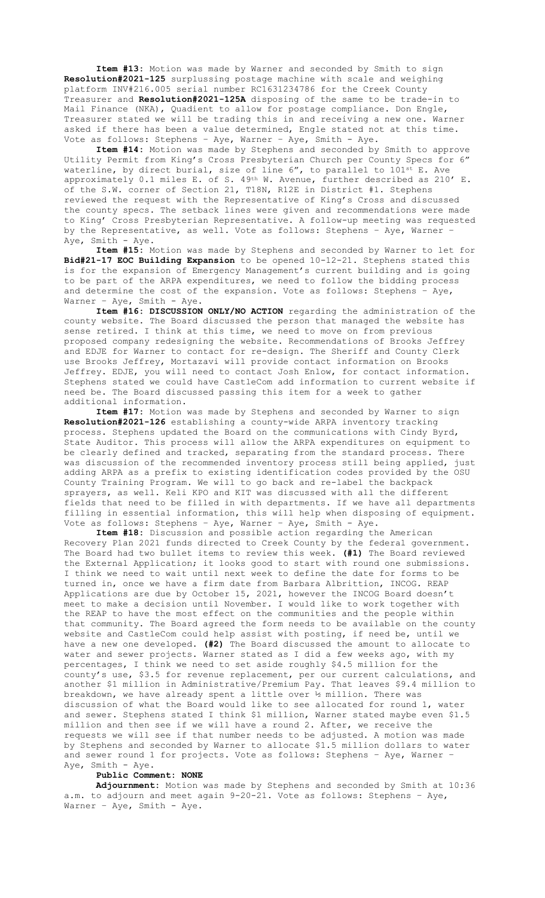**Item #13:** Motion was made by Warner and seconded by Smith to sign **Resolution#2021-125** surplussing postage machine with scale and weighing platform INV#216.005 serial number RC1631234786 for the Creek County Treasurer and **Resolution#2021-125A** disposing of the same to be trade-in to Mail Finance (NKA), Quadient to allow for postage compliance. Don Engle, Treasurer stated we will be trading this in and receiving a new one. Warner asked if there has been a value determined, Engle stated not at this time. Vote as follows: Stephens – Aye, Warner – Aye, Smith - Aye.

**Item #14:** Motion was made by Stephens and seconded by Smith to approve Utility Permit from King's Cross Presbyterian Church per County Specs for 6" waterline, by direct burial, size of line 6", to parallel to 101st E. Ave approximately 0.1 miles E. of S. 49th W. Avenue, further described as 210' E. of the S.W. corner of Section 21, T18N, R12E in District #1. Stephens reviewed the request with the Representative of King's Cross and discussed the county specs. The setback lines were given and recommendations were made to King' Cross Presbyterian Representative. A follow-up meeting was requested by the Representative, as well. Vote as follows: Stephens – Aye, Warner – Aye, Smith - Aye.

**Item #15:** Motion was made by Stephens and seconded by Warner to let for **Bid#21-17 EOC Building Expansion** to be opened 10-12-21. Stephens stated this is for the expansion of Emergency Management's current building and is going to be part of the ARPA expenditures, we need to follow the bidding process and determine the cost of the expansion. Vote as follows: Stephens – Aye, Warner – Aye, Smith - Aye.

**Item #16: DISCUSSION ONLY/NO ACTION** regarding the administration of the county website. The Board discussed the person that managed the website has sense retired. I think at this time, we need to move on from previous proposed company redesigning the website. Recommendations of Brooks Jeffrey and EDJE for Warner to contact for re-design. The Sheriff and County Clerk use Brooks Jeffrey, Mortazavi will provide contact information on Brooks Jeffrey. EDJE, you will need to contact Josh Enlow, for contact information. Stephens stated we could have CastleCom add information to current website if need be. The Board discussed passing this item for a week to gather additional information.

**Item #17:** Motion was made by Stephens and seconded by Warner to sign **Resolution#2021-126** establishing a county-wide ARPA inventory tracking process. Stephens updated the Board on the communications with Cindy Byrd, State Auditor. This process will allow the ARPA expenditures on equipment to be clearly defined and tracked, separating from the standard process. There was discussion of the recommended inventory process still being applied, just adding ARPA as a prefix to existing identification codes provided by the OSU County Training Program. We will to go back and re-label the backpack sprayers, as well. Keli KPO and KIT was discussed with all the different fields that need to be filled in with departments. If we have all departments filling in essential information, this will help when disposing of equipment. Vote as follows: Stephens – Aye, Warner – Aye, Smith - Aye.

**Item #18:** Discussion and possible action regarding the American Recovery Plan 2021 funds directed to Creek County by the federal government. The Board had two bullet items to review this week. **(#1)** The Board reviewed the External Application; it looks good to start with round one submissions. I think we need to wait until next week to define the date for forms to be turned in, once we have a firm date from Barbara Albrittion, INCOG. REAP Applications are due by October 15, 2021, however the INCOG Board doesn't meet to make a decision until November. I would like to work together with the REAP to have the most effect on the communities and the people within that community. The Board agreed the form needs to be available on the county website and CastleCom could help assist with posting, if need be, until we have a new one developed. **(#2)** The Board discussed the amount to allocate to water and sewer projects. Warner stated as I did a few weeks ago, with my percentages, I think we need to set aside roughly $4.5 million for the county's use, $3.5 for revenue replacement, per our current calculations, and another $1 million in Administrative/Premium Pay. That leaves $9.4 million to breakdown, we have already spent a little over ½ million. There was discussion of what the Board would like to see allocated for round 1, water and sewer. Stephens stated I think $1 million, Warner stated maybe even $1.5 million and then see if we will have a round 2. After, we receive the requests we will see if that number needs to be adjusted. A motion was made by Stephens and seconded by Warner to allocate $1.5 million dollars to water and sewer round 1 for projects. Vote as follows: Stephens – Aye, Warner – Aye, Smith - Aye.

**Public Comment: NONE**

**Adjournment:** Motion was made by Stephens and seconded by Smith at 10:36 a.m. to adjourn and meet again 9-20-21. Vote as follows: Stephens – Aye, Warner – Aye, Smith - Aye.